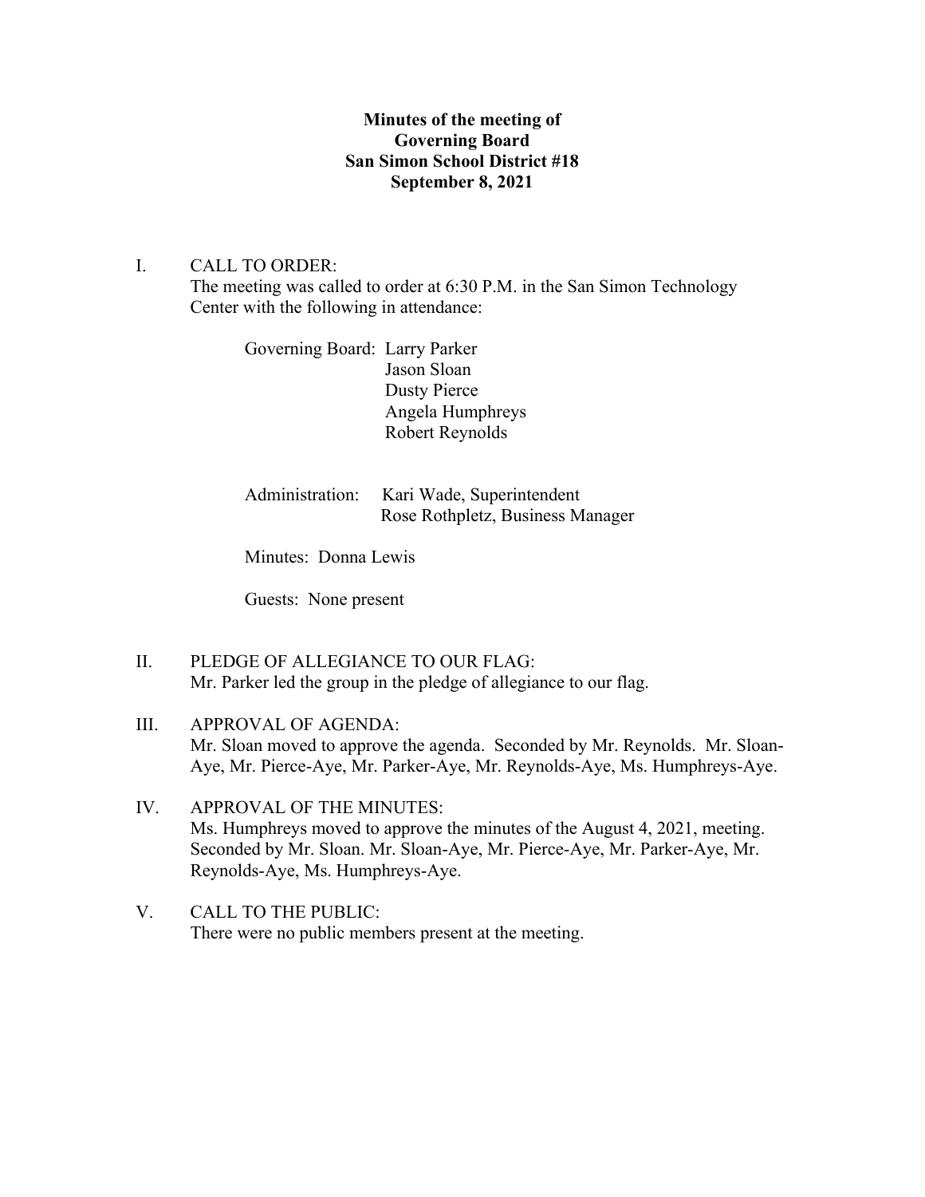**Minutes of the meeting of**
**Governing Board**
**San Simon School District #18**
**September 8, 2021**

I. CALL TO ORDER:
The meeting was called to order at 6:30 P.M. in the San Simon Technology Center with the following in attendance:

Governing Board: Larry Parker
Jason Sloan
Dusty Pierce
Angela Humphreys
Robert Reynolds

Administration: Kari Wade, Superintendent
Rose Rothpletz, Business Manager

Minutes: Donna Lewis

Guests: None present

II. PLEDGE OF ALLEGIANCE TO OUR FLAG:
Mr. Parker led the group in the pledge of allegiance to our flag.

III. APPROVAL OF AGENDA:
Mr. Sloan moved to approve the agenda. Seconded by Mr. Reynolds. Mr. Sloan-Aye, Mr. Pierce-Aye, Mr. Parker-Aye, Mr. Reynolds-Aye, Ms. Humphreys-Aye.

IV. APPROVAL OF THE MINUTES:
Ms. Humphreys moved to approve the minutes of the August 4, 2021, meeting. Seconded by Mr. Sloan. Mr. Sloan-Aye, Mr. Pierce-Aye, Mr. Parker-Aye, Mr. Reynolds-Aye, Ms. Humphreys-Aye.

V. CALL TO THE PUBLIC:
There were no public members present at the meeting.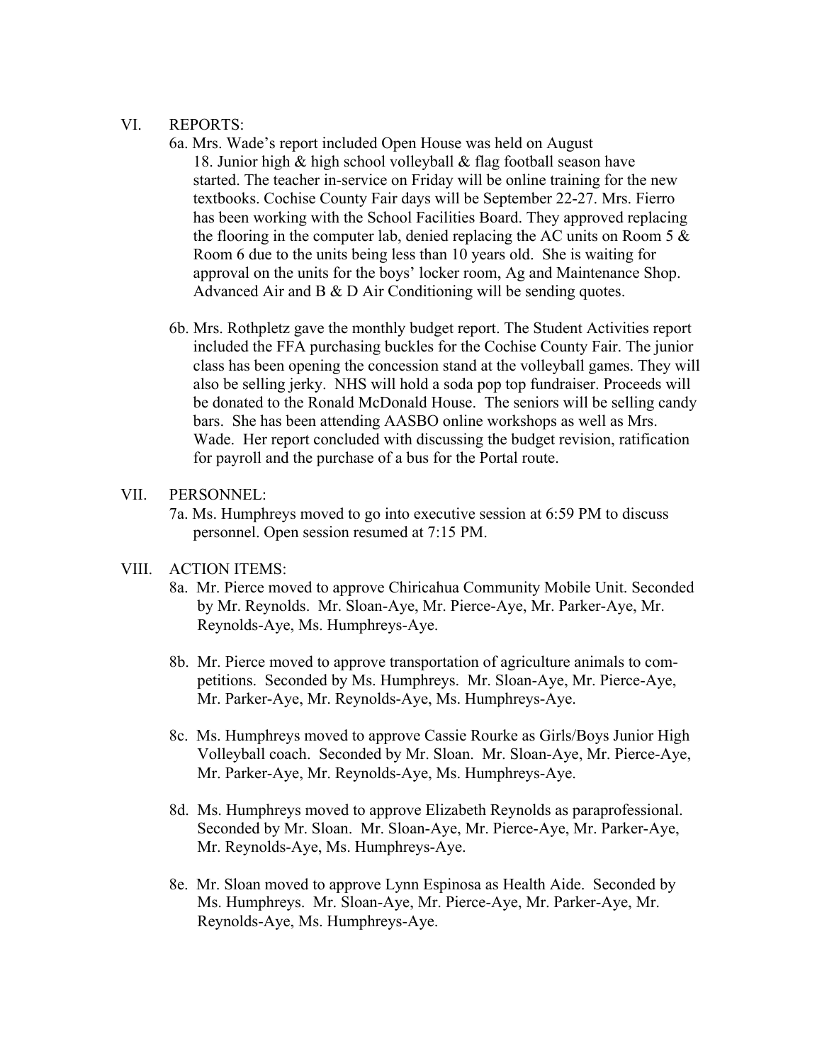VI. REPORTS:

6a. Mrs. Wade's report included Open House was held on August 18. Junior high & high school volleyball & flag football season have started. The teacher in-service on Friday will be online training for the new textbooks. Cochise County Fair days will be September 22-27. Mrs. Fierro has been working with the School Facilities Board. They approved replacing the flooring in the computer lab, denied replacing the AC units on Room 5 & Room 6 due to the units being less than 10 years old. She is waiting for approval on the units for the boys' locker room, Ag and Maintenance Shop. Advanced Air and B & D Air Conditioning will be sending quotes.

6b. Mrs. Rothpletz gave the monthly budget report. The Student Activities report included the FFA purchasing buckles for the Cochise County Fair. The junior class has been opening the concession stand at the volleyball games. They will also be selling jerky. NHS will hold a soda pop top fundraiser. Proceeds will be donated to the Ronald McDonald House. The seniors will be selling candy bars. She has been attending AASBO online workshops as well as Mrs. Wade. Her report concluded with discussing the budget revision, ratification for payroll and the purchase of a bus for the Portal route.

VII. PERSONNEL:

7a. Ms. Humphreys moved to go into executive session at 6:59 PM to discuss personnel. Open session resumed at 7:15 PM.

VIII. ACTION ITEMS:

8a. Mr. Pierce moved to approve Chiricahua Community Mobile Unit. Seconded by Mr. Reynolds. Mr. Sloan-Aye, Mr. Pierce-Aye, Mr. Parker-Aye, Mr. Reynolds-Aye, Ms. Humphreys-Aye.

8b. Mr. Pierce moved to approve transportation of agriculture animals to competitions. Seconded by Ms. Humphreys. Mr. Sloan-Aye, Mr. Pierce-Aye, Mr. Parker-Aye, Mr. Reynolds-Aye, Ms. Humphreys-Aye.

8c. Ms. Humphreys moved to approve Cassie Rourke as Girls/Boys Junior High Volleyball coach. Seconded by Mr. Sloan. Mr. Sloan-Aye, Mr. Pierce-Aye, Mr. Parker-Aye, Mr. Reynolds-Aye, Ms. Humphreys-Aye.

8d. Ms. Humphreys moved to approve Elizabeth Reynolds as paraprofessional. Seconded by Mr. Sloan. Mr. Sloan-Aye, Mr. Pierce-Aye, Mr. Parker-Aye, Mr. Reynolds-Aye, Ms. Humphreys-Aye.

8e. Mr. Sloan moved to approve Lynn Espinosa as Health Aide. Seconded by Ms. Humphreys. Mr. Sloan-Aye, Mr. Pierce-Aye, Mr. Parker-Aye, Mr. Reynolds-Aye, Ms. Humphreys-Aye.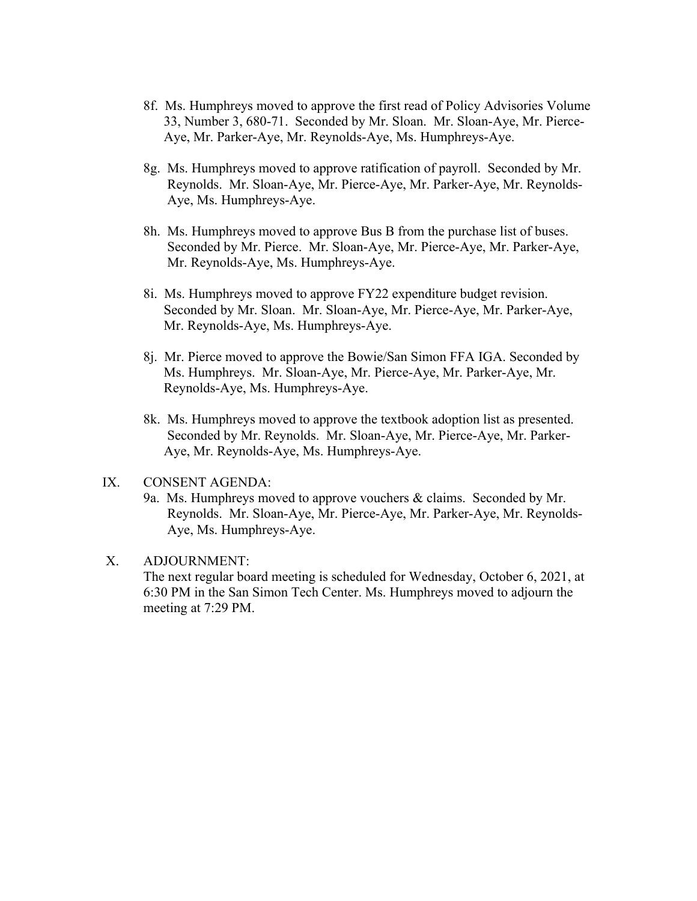8f. Ms. Humphreys moved to approve the first read of Policy Advisories Volume 33, Number 3, 680-71. Seconded by Mr. Sloan. Mr. Sloan-Aye, Mr. Pierce-Aye, Mr. Parker-Aye, Mr. Reynolds-Aye, Ms. Humphreys-Aye.

8g. Ms. Humphreys moved to approve ratification of payroll. Seconded by Mr. Reynolds. Mr. Sloan-Aye, Mr. Pierce-Aye, Mr. Parker-Aye, Mr. Reynolds-Aye, Ms. Humphreys-Aye.

8h. Ms. Humphreys moved to approve Bus B from the purchase list of buses. Seconded by Mr. Pierce. Mr. Sloan-Aye, Mr. Pierce-Aye, Mr. Parker-Aye, Mr. Reynolds-Aye, Ms. Humphreys-Aye.

8i. Ms. Humphreys moved to approve FY22 expenditure budget revision. Seconded by Mr. Sloan. Mr. Sloan-Aye, Mr. Pierce-Aye, Mr. Parker-Aye, Mr. Reynolds-Aye, Ms. Humphreys-Aye.

8j. Mr. Pierce moved to approve the Bowie/San Simon FFA IGA. Seconded by Ms. Humphreys. Mr. Sloan-Aye, Mr. Pierce-Aye, Mr. Parker-Aye, Mr. Reynolds-Aye, Ms. Humphreys-Aye.

8k. Ms. Humphreys moved to approve the textbook adoption list as presented. Seconded by Mr. Reynolds. Mr. Sloan-Aye, Mr. Pierce-Aye, Mr. Parker-Aye, Mr. Reynolds-Aye, Ms. Humphreys-Aye.

IX. CONSENT AGENDA:

9a. Ms. Humphreys moved to approve vouchers & claims. Seconded by Mr. Reynolds. Mr. Sloan-Aye, Mr. Pierce-Aye, Mr. Parker-Aye, Mr. Reynolds-Aye, Ms. Humphreys-Aye.

X. ADJOURNMENT:

The next regular board meeting is scheduled for Wednesday, October 6, 2021, at 6:30 PM in the San Simon Tech Center. Ms. Humphreys moved to adjourn the meeting at 7:29 PM.